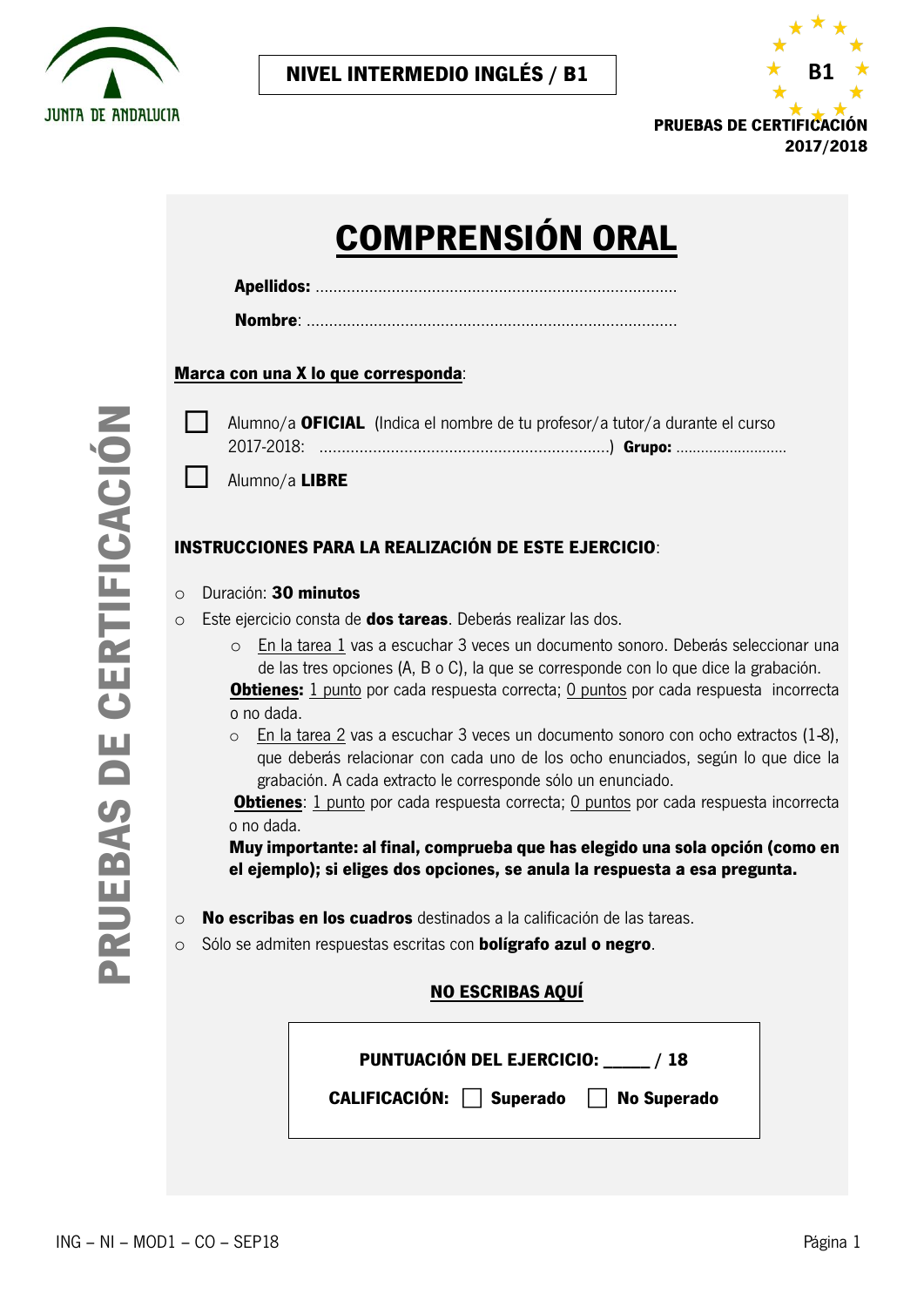NIVEL INTERMEDIO INGLÉS / B1

B1

PRUEBAS DE CERTIFICACIÓN 2017/2018

PRUEBAS DE CERTIFICACIÓN

# COMPRENSIÓN ORAL

**Apellidos:** ..................................................................................

**Nombre**: ..................................................................................

**Marca con una X lo que corresponda**:

☐ Alumno/a **OFICIAL** (Indica el nombre de tu profesor/a tutor/a durante el curso 2017-2018: ..................................................................) **Grupo:** ..........................

☐ Alumno/a **LIBRE**

**INSTRUCCIONES PARA LA REALIZACIÓN DE ESTE EJERCICIO**:

- Duración: **30 minutos**
- Este ejercicio consta de **dos tareas**. Deberás realizar las dos.
  - En la tarea 1 vas a escuchar 3 veces un documento sonoro. Deberás seleccionar una de las tres opciones (A, B o C), la que se corresponde con lo que dice la grabación.

    **Obtienes:** 1 punto por cada respuesta correcta; 0 puntos por cada respuesta incorrecta o no dada.
  - En la tarea 2 vas a escuchar 3 veces un documento sonoro con ocho extractos (1-8), que deberás relacionar con cada uno de los ocho enunciados, según lo que dice la grabación. A cada extracto le corresponde sólo un enunciado.

    **Obtienes**: 1 punto por cada respuesta correcta; 0 puntos por cada respuesta incorrecta o no dada.

    **Muy importante: al final, comprueba que has elegido una sola opción (como en el ejemplo); si eliges dos opciones, se anula la respuesta a esa pregunta.**
- **No escribas en los cuadros** destinados a la calificación de las tareas.
- Sólo se admiten respuestas escritas con **bolígrafo azul o negro**.

**NO ESCRIBAS AQUÍ**

**PUNTUACIÓN DEL EJERCICIO: _____ / 18**

**CALIFICACIÓN:** ☐ **Superado** ☐ **No Superado**

ING – NI – MOD1 – CO – SEP18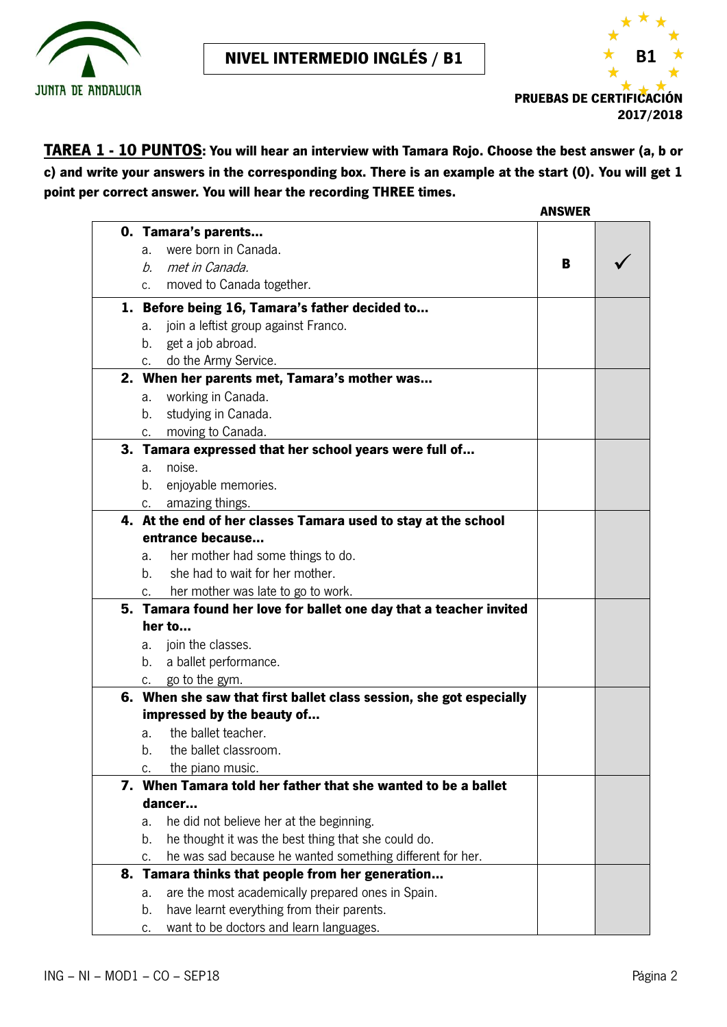**NIVEL INTERMEDIO INGLÉS / B1**

JUNTA DE ANDALUCIA

B1

**PRUEBAS DE CERTIFICACIÓN 2017/2018**

**TAREA 1 - 10 PUNTOS: You will hear an interview with Tamara Rojo. Choose the best answer (a, b or c) and write your answers in the corresponding box. There is an example at the start (0). You will get 1 point per correct answer. You will hear the recording THREE times.**

| | ANSWER | |
|---|---|---|
| **0. Tamara's parents...**<br>a. were born in Canada.<br>*b. met in Canada.*<br>c. moved to Canada together. | **B** | ✓ |
| **1. Before being 16, Tamara's father decided to...**<br>a. join a leftist group against Franco.<br>b. get a job abroad.<br>c. do the Army Service. | | |
| **2. When her parents met, Tamara's mother was...**<br>a. working in Canada.<br>b. studying in Canada.<br>c. moving to Canada. | | |
| **3. Tamara expressed that her school years were full of...**<br>a. noise.<br>b. enjoyable memories.<br>c. amazing things. | | |
| **4. At the end of her classes Tamara used to stay at the school entrance because...**<br>a. her mother had some things to do.<br>b. she had to wait for her mother.<br>c. her mother was late to go to work. | | |
| **5. Tamara found her love for ballet one day that a teacher invited her to...**<br>a. join the classes.<br>b. a ballet performance.<br>c. go to the gym. | | |
| **6. When she saw that first ballet class session, she got especially impressed by the beauty of...**<br>a. the ballet teacher.<br>b. the ballet classroom.<br>c. the piano music. | | |
| **7. When Tamara told her father that she wanted to be a ballet dancer...**<br>a. he did not believe her at the beginning.<br>b. he thought it was the best thing that she could do.<br>c. he was sad because he wanted something different for her. | | |
| **8. Tamara thinks that people from her generation...**<br>a. are the most academically prepared ones in Spain.<br>b. have learnt everything from their parents.<br>c. want to be doctors and learn languages. | | |

ING – NI – MOD1 – CO – SEP18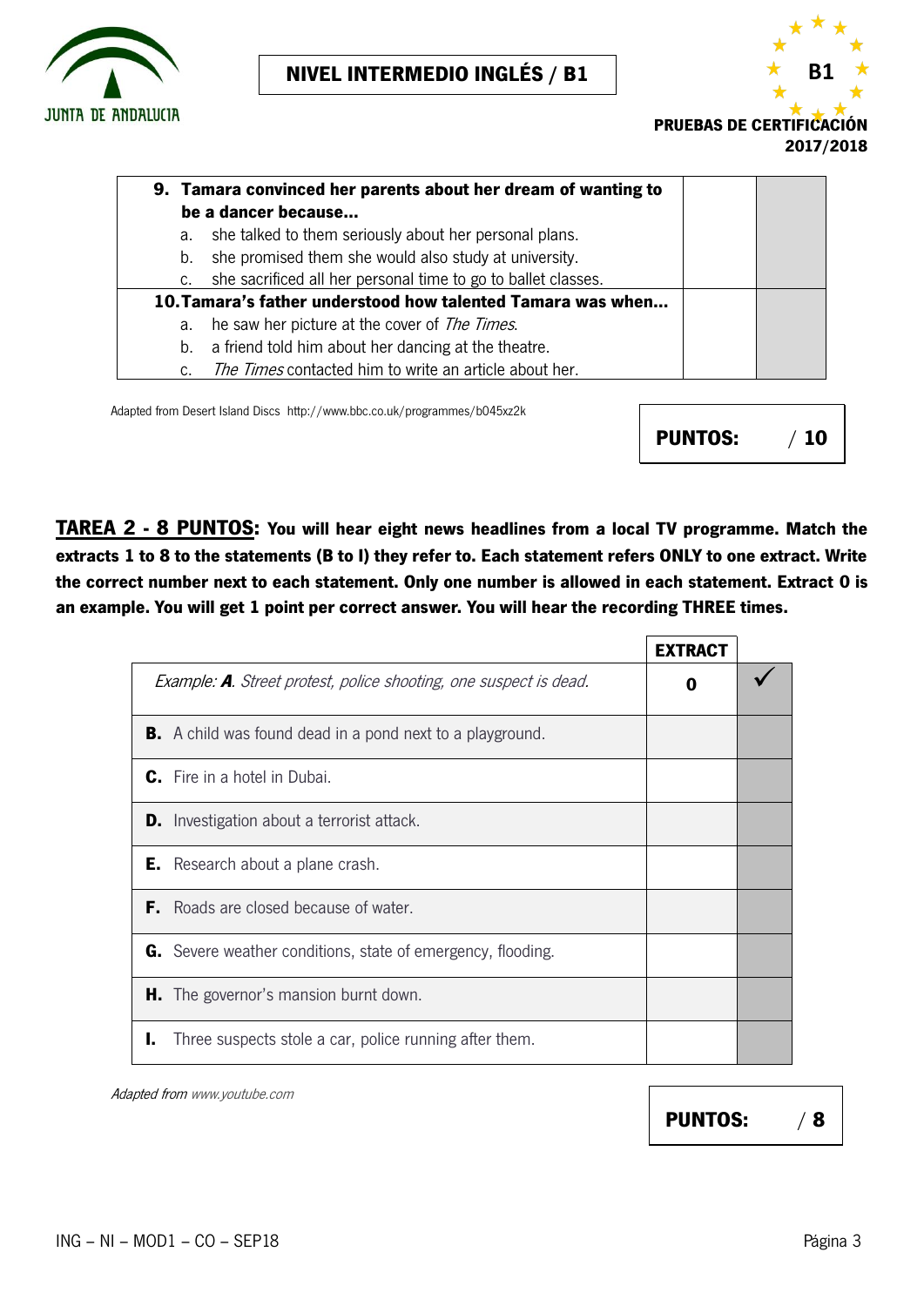| | | |
|---|---|---|
| **9. Tamara convinced her parents about her dream of wanting to be a dancer because…**<br>a. she talked to them seriously about her personal plans.<br>b. she promised them she would also study at university.<br>c. she sacrificed all her personal time to go to ballet classes. | | |
| **10. Tamara's father understood how talented Tamara was when…**<br>a. he saw her picture at the cover of *The Times*.<br>b. a friend told him about her dancing at the theatre.<br>c. *The Times* contacted him to write an article about her. | | |

Adapted from Desert Island Discs http://www.bbc.co.uk/programmes/b045xz2k

**PUNTOS: / 10**

**<u>TAREA 2 - 8 PUNTOS</u>: You will hear eight news headlines from a local TV programme. Match the extracts 1 to 8 to the statements (B to I) they refer to. Each statement refers ONLY to one extract. Write the correct number next to each statement. Only one number is allowed in each statement. Extract 0 is an example. You will get 1 point per correct answer. You will hear the recording THREE times.**

| | EXTRACT | |
|---|---|---|
| *Example:* ***A****. Street protest, police shooting, one suspect is dead.* | **0** | ✓ |
| **B.** A child was found dead in a pond next to a playground. | | |
| **C.** Fire in a hotel in Dubai. | | |
| **D.** Investigation about a terrorist attack. | | |
| **E.** Research about a plane crash. | | |
| **F.** Roads are closed because of water. | | |
| **G.** Severe weather conditions, state of emergency, flooding. | | |
| **H.** The governor's mansion burnt down. | | |
| **I.** Three suspects stole a car, police running after them. | | |

*Adapted from www.youtube.com*

**PUNTOS: / 8**